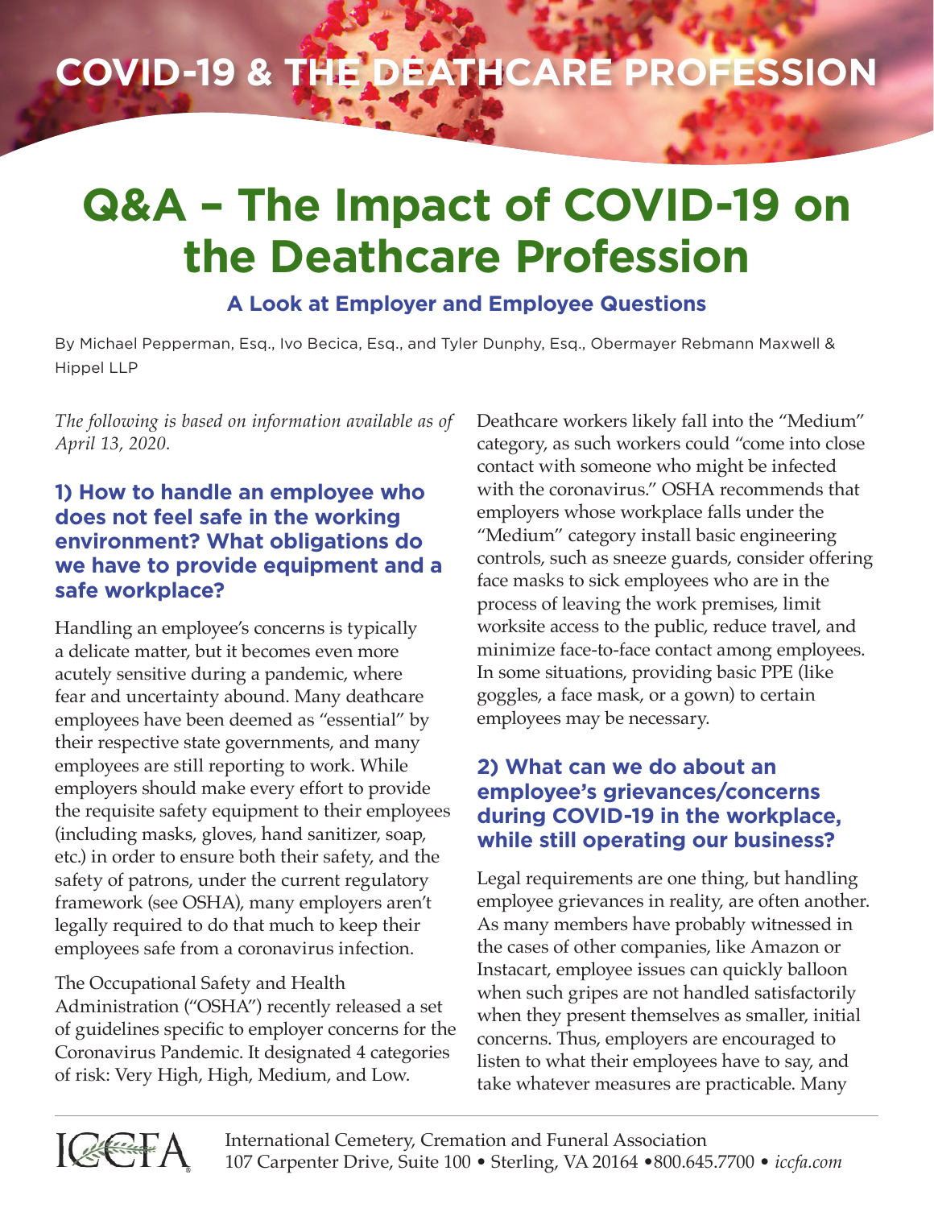# COVID-19 & THE DEATHCARE PROFESSION

# Q&A – The Impact of COVID-19 on the Deathcare Profession

### A Look at Employer and Employee Questions

By Michael Pepperman, Esq., Ivo Becica, Esq., and Tyler Dunphy, Esq., Obermayer Rebmann Maxwell & Hippel LLP

*The following is based on information available as of April 13, 2020.*

## 1) How to handle an employee who does not feel safe in the working environment? What obligations do we have to provide equipment and a safe workplace?

Handling an employee's concerns is typically a delicate matter, but it becomes even more acutely sensitive during a pandemic, where fear and uncertainty abound. Many deathcare employees have been deemed as "essential" by their respective state governments, and many employees are still reporting to work. While employers should make every effort to provide the requisite safety equipment to their employees (including masks, gloves, hand sanitizer, soap, etc.) in order to ensure both their safety, and the safety of patrons, under the current regulatory framework (see OSHA), many employers aren't legally required to do that much to keep their employees safe from a coronavirus infection.

The Occupational Safety and Health Administration ("OSHA") recently released a set of guidelines specific to employer concerns for the Coronavirus Pandemic. It designated 4 categories of risk: Very High, High, Medium, and Low. Deathcare workers likely fall into the "Medium" category, as such workers could "come into close contact with someone who might be infected with the coronavirus." OSHA recommends that employers whose workplace falls under the "Medium" category install basic engineering controls, such as sneeze guards, consider offering face masks to sick employees who are in the process of leaving the work premises, limit worksite access to the public, reduce travel, and minimize face-to-face contact among employees. In some situations, providing basic PPE (like goggles, a face mask, or a gown) to certain employees may be necessary.

## 2) What can we do about an employee's grievances/concerns during COVID-19 in the workplace, while still operating our business?

Legal requirements are one thing, but handling employee grievances in reality, are often another. As many members have probably witnessed in the cases of other companies, like Amazon or Instacart, employee issues can quickly balloon when such gripes are not handled satisfactorily when they present themselves as smaller, initial concerns. Thus, employers are encouraged to listen to what their employees have to say, and take whatever measures are practicable. Many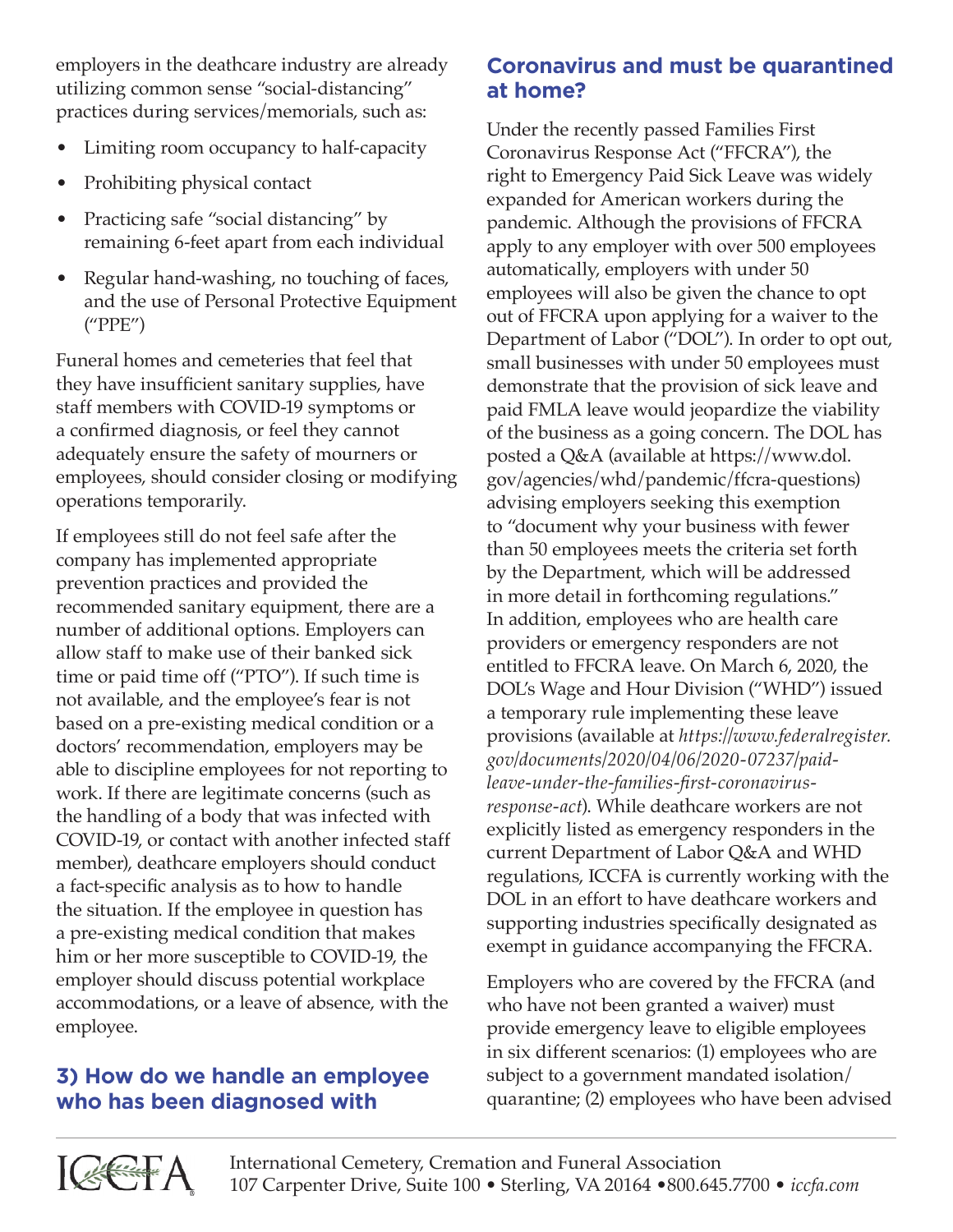employers in the deathcare industry are already utilizing common sense "social-distancing" practices during services/memorials, such as:

- Limiting room occupancy to half-capacity
- Prohibiting physical contact
- Practicing safe "social distancing" by remaining 6-feet apart from each individual
- Regular hand-washing, no touching of faces, and the use of Personal Protective Equipment ("PPE")

Funeral homes and cemeteries that feel that they have insufficient sanitary supplies, have staff members with COVID-19 symptoms or a confirmed diagnosis, or feel they cannot adequately ensure the safety of mourners or employees, should consider closing or modifying operations temporarily.

If employees still do not feel safe after the company has implemented appropriate prevention practices and provided the recommended sanitary equipment, there are a number of additional options. Employers can allow staff to make use of their banked sick time or paid time off ("PTO"). If such time is not available, and the employee's fear is not based on a pre-existing medical condition or a doctors' recommendation, employers may be able to discipline employees for not reporting to work. If there are legitimate concerns (such as the handling of a body that was infected with COVID-19, or contact with another infected staff member), deathcare employers should conduct a fact-specific analysis as to how to handle the situation. If the employee in question has a pre-existing medical condition that makes him or her more susceptible to COVID-19, the employer should discuss potential workplace accommodations, or a leave of absence, with the employee.

## 3) How do we handle an employee who has been diagnosed with Coronavirus and must be quarantined at home?

Under the recently passed Families First Coronavirus Response Act ("FFCRA"), the right to Emergency Paid Sick Leave was widely expanded for American workers during the pandemic. Although the provisions of FFCRA apply to any employer with over 500 employees automatically, employers with under 50 employees will also be given the chance to opt out of FFCRA upon applying for a waiver to the Department of Labor ("DOL"). In order to opt out, small businesses with under 50 employees must demonstrate that the provision of sick leave and paid FMLA leave would jeopardize the viability of the business as a going concern. The DOL has posted a Q&A (available at https://www.dol.gov/agencies/whd/pandemic/ffcra-questions) advising employers seeking this exemption to "document why your business with fewer than 50 employees meets the criteria set forth by the Department, which will be addressed in more detail in forthcoming regulations." In addition, employees who are health care providers or emergency responders are not entitled to FFCRA leave. On March 6, 2020, the DOL's Wage and Hour Division ("WHD") issued a temporary rule implementing these leave provisions (available at *https://www.federalregister.gov/documents/2020/04/06/2020-07237/paid-leave-under-the-families-first-coronavirus-response-act*). While deathcare workers are not explicitly listed as emergency responders in the current Department of Labor Q&A and WHD regulations, ICCFA is currently working with the DOL in an effort to have deathcare workers and supporting industries specifically designated as exempt in guidance accompanying the FFCRA.

Employers who are covered by the FFCRA (and who have not been granted a waiver) must provide emergency leave to eligible employees in six different scenarios: (1) employees who are subject to a government mandated isolation/quarantine; (2) employees who have been advised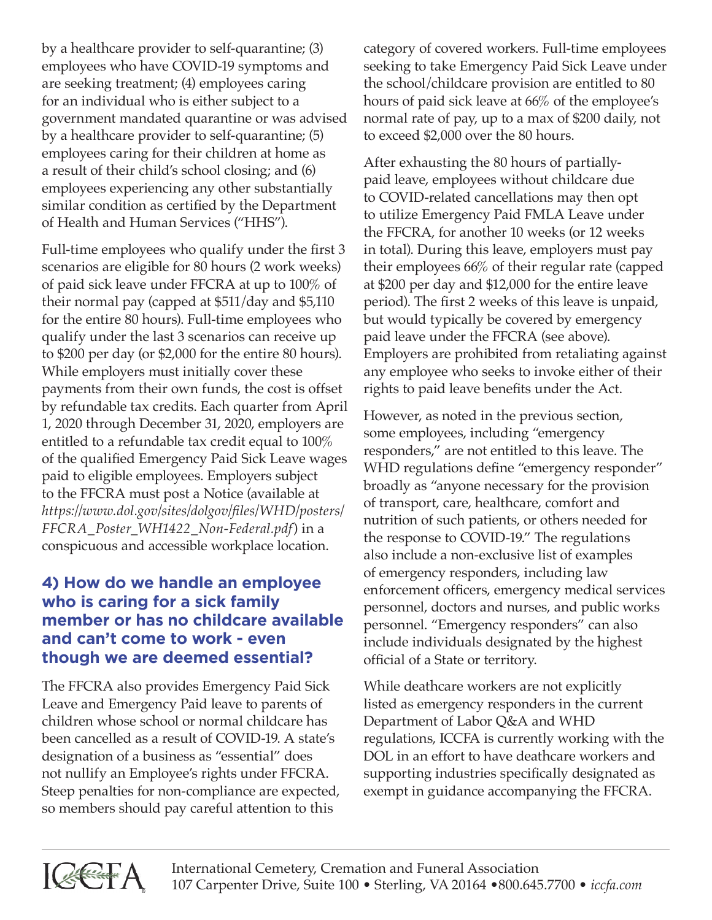by a healthcare provider to self-quarantine; (3) employees who have COVID-19 symptoms and are seeking treatment; (4) employees caring for an individual who is either subject to a government mandated quarantine or was advised by a healthcare provider to self-quarantine; (5) employees caring for their children at home as a result of their child's school closing; and (6) employees experiencing any other substantially similar condition as certified by the Department of Health and Human Services ("HHS").

Full-time employees who qualify under the first 3 scenarios are eligible for 80 hours (2 work weeks) of paid sick leave under FFCRA at up to 100% of their normal pay (capped at $511/day and $5,110 for the entire 80 hours). Full-time employees who qualify under the last 3 scenarios can receive up to $200 per day (or $2,000 for the entire 80 hours). While employers must initially cover these payments from their own funds, the cost is offset by refundable tax credits. Each quarter from April 1, 2020 through December 31, 2020, employers are entitled to a refundable tax credit equal to 100% of the qualified Emergency Paid Sick Leave wages paid to eligible employees. Employers subject to the FFCRA must post a Notice (available at *https://www.dol.gov/sites/dolgov/files/WHD/posters/FFCRA_Poster_WH1422_Non-Federal.pdf*) in a conspicuous and accessible workplace location.

## 4) How do we handle an employee who is caring for a sick family member or has no childcare available and can't come to work - even though we are deemed essential?

The FFCRA also provides Emergency Paid Sick Leave and Emergency Paid leave to parents of children whose school or normal childcare has been cancelled as a result of COVID-19. A state's designation of a business as "essential" does not nullify an Employee's rights under FFCRA. Steep penalties for non-compliance are expected, so members should pay careful attention to this category of covered workers. Full-time employees seeking to take Emergency Paid Sick Leave under the school/childcare provision are entitled to 80 hours of paid sick leave at 66% of the employee's normal rate of pay, up to a max of $200 daily, not to exceed $2,000 over the 80 hours.

After exhausting the 80 hours of partially-paid leave, employees without childcare due to COVID-related cancellations may then opt to utilize Emergency Paid FMLA Leave under the FFCRA, for another 10 weeks (or 12 weeks in total). During this leave, employers must pay their employees 66% of their regular rate (capped at $200 per day and $12,000 for the entire leave period). The first 2 weeks of this leave is unpaid, but would typically be covered by emergency paid leave under the FFCRA (see above). Employers are prohibited from retaliating against any employee who seeks to invoke either of their rights to paid leave benefits under the Act.

However, as noted in the previous section, some employees, including "emergency responders," are not entitled to this leave. The WHD regulations define "emergency responder" broadly as "anyone necessary for the provision of transport, care, healthcare, comfort and nutrition of such patients, or others needed for the response to COVID-19." The regulations also include a non-exclusive list of examples of emergency responders, including law enforcement officers, emergency medical services personnel, doctors and nurses, and public works personnel. "Emergency responders" can also include individuals designated by the highest official of a State or territory.

While deathcare workers are not explicitly listed as emergency responders in the current Department of Labor Q&A and WHD regulations, ICCFA is currently working with the DOL in an effort to have deathcare workers and supporting industries specifically designated as exempt in guidance accompanying the FFCRA.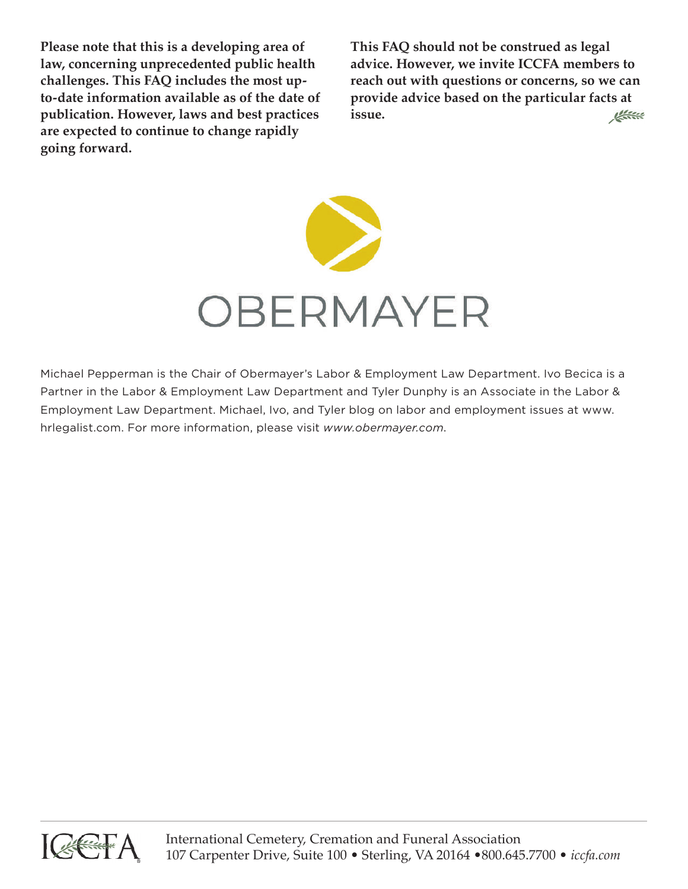**Please note that this is a developing area of law, concerning unprecedented public health challenges. This FAQ includes the most up-to-date information available as of the date of publication. However, laws and best practices are expected to continue to change rapidly going forward.**

**This FAQ should not be construed as legal advice. However, we invite ICCFA members to reach out with questions or concerns, so we can provide advice based on the particular facts at issue.**

OBERMAYER

Michael Pepperman is the Chair of Obermayer's Labor & Employment Law Department. Ivo Becica is a Partner in the Labor & Employment Law Department and Tyler Dunphy is an Associate in the Labor & Employment Law Department. Michael, Ivo, and Tyler blog on labor and employment issues at www.hrlegalist.com. For more information, please visit *www.obermayer.com*.

ICCFA

International Cemetery, Cremation and Funeral Association
107 Carpenter Drive, Suite 100 • Sterling, VA 20164 •800.645.7700 • *iccfa.com*